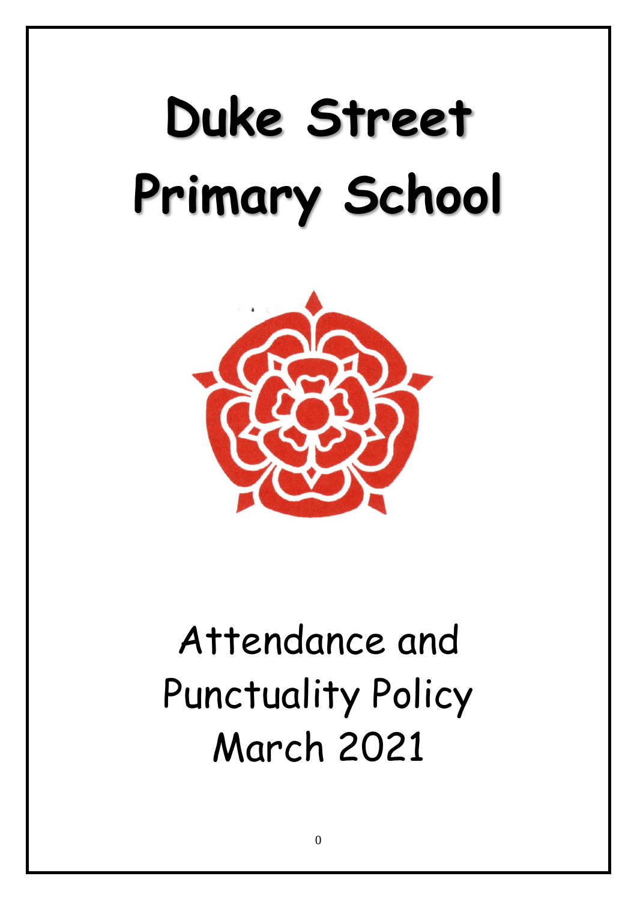# Duke Street Primary School

Attendance and Punctuality Policy
March 2021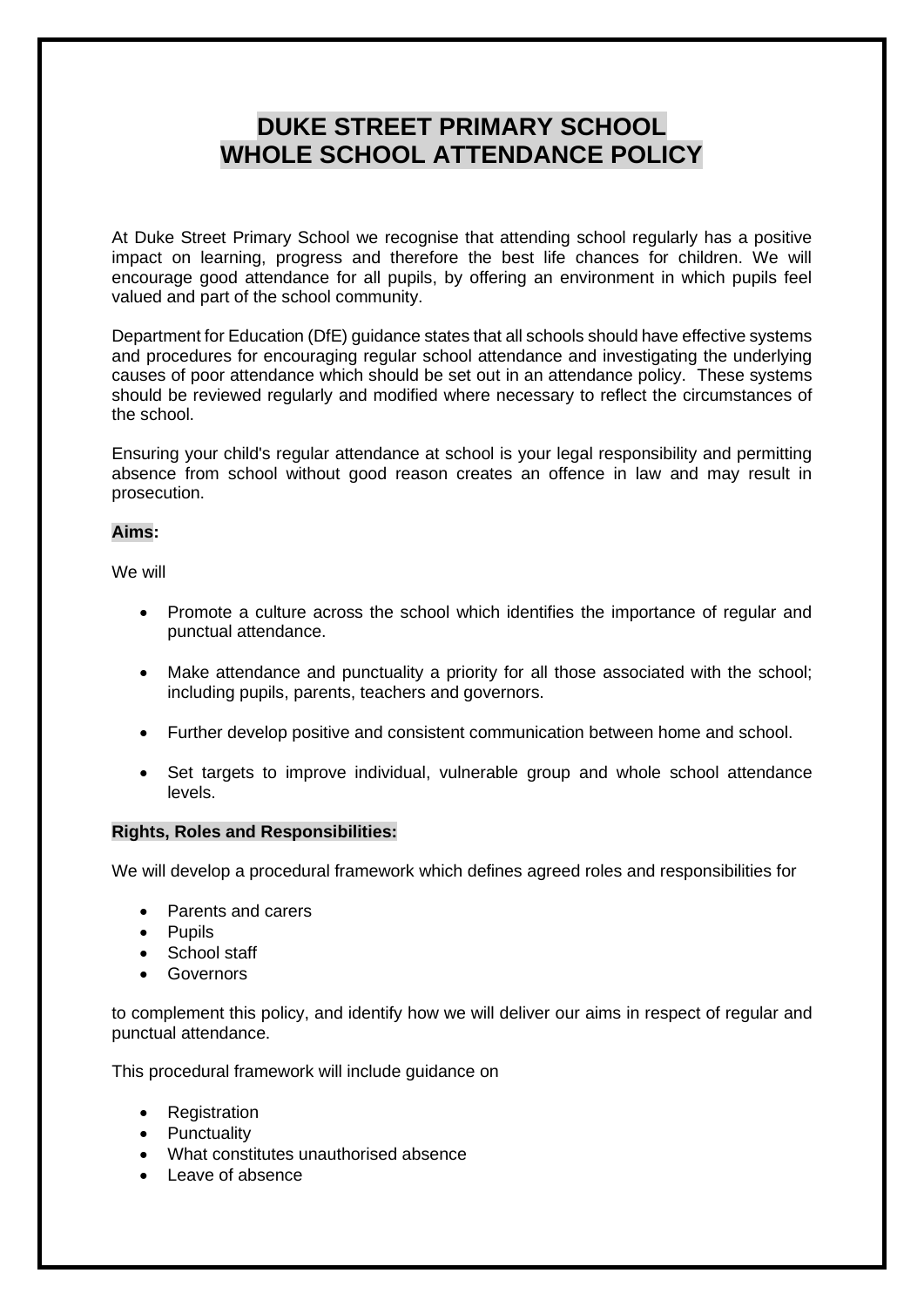# DUKE STREET PRIMARY SCHOOL
# WHOLE SCHOOL ATTENDANCE POLICY

At Duke Street Primary School we recognise that attending school regularly has a positive impact on learning, progress and therefore the best life chances for children. We will encourage good attendance for all pupils, by offering an environment in which pupils feel valued and part of the school community.

Department for Education (DfE) guidance states that all schools should have effective systems and procedures for encouraging regular school attendance and investigating the underlying causes of poor attendance which should be set out in an attendance policy. These systems should be reviewed regularly and modified where necessary to reflect the circumstances of the school.

Ensuring your child's regular attendance at school is your legal responsibility and permitting absence from school without good reason creates an offence in law and may result in prosecution.

**Aims:**

We will

- Promote a culture across the school which identifies the importance of regular and punctual attendance.
- Make attendance and punctuality a priority for all those associated with the school; including pupils, parents, teachers and governors.
- Further develop positive and consistent communication between home and school.
- Set targets to improve individual, vulnerable group and whole school attendance levels.

**Rights, Roles and Responsibilities:**

We will develop a procedural framework which defines agreed roles and responsibilities for

- Parents and carers
- Pupils
- School staff
- Governors

to complement this policy, and identify how we will deliver our aims in respect of regular and punctual attendance.

This procedural framework will include guidance on

- Registration
- Punctuality
- What constitutes unauthorised absence
- Leave of absence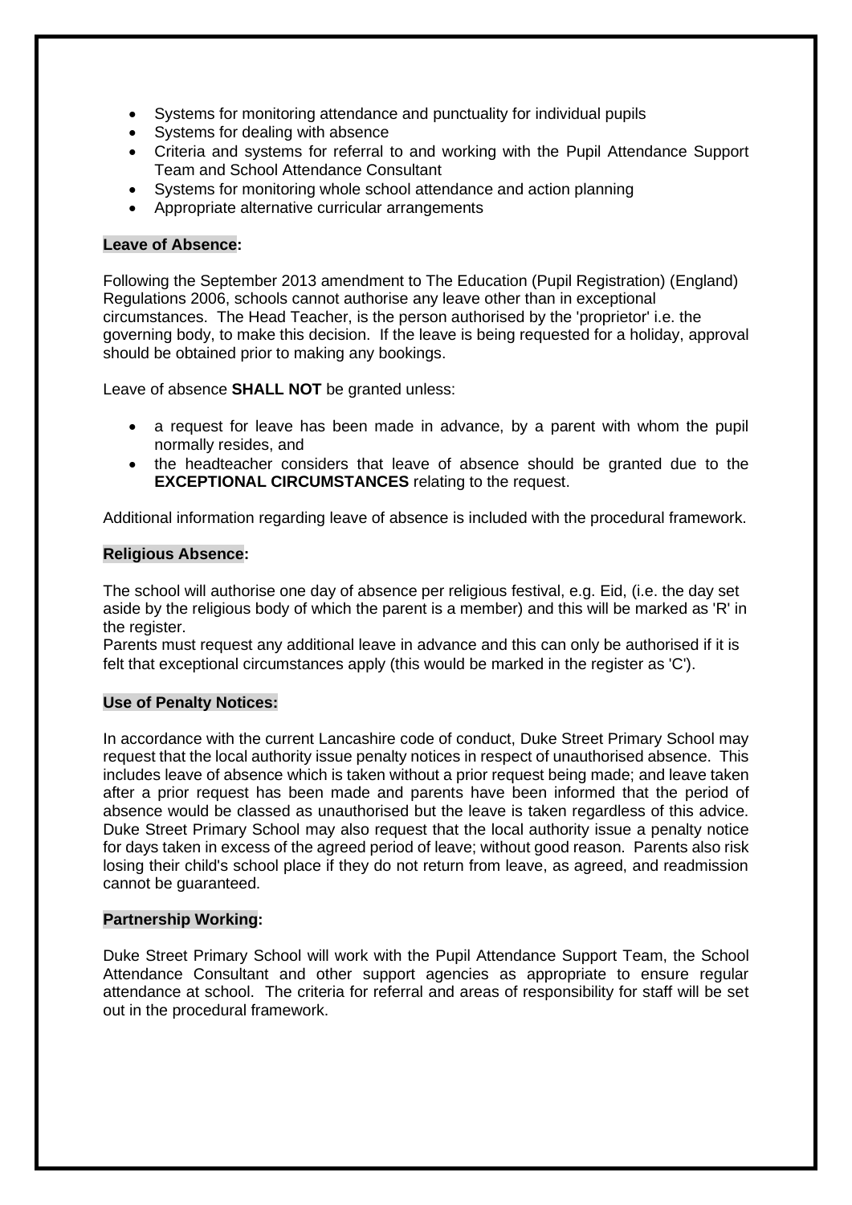- Systems for monitoring attendance and punctuality for individual pupils
- Systems for dealing with absence
- Criteria and systems for referral to and working with the Pupil Attendance Support Team and School Attendance Consultant
- Systems for monitoring whole school attendance and action planning
- Appropriate alternative curricular arrangements

**Leave of Absence:**

Following the September 2013 amendment to The Education (Pupil Registration) (England) Regulations 2006, schools cannot authorise any leave other than in exceptional circumstances. The Head Teacher, is the person authorised by the 'proprietor' i.e. the governing body, to make this decision. If the leave is being requested for a holiday, approval should be obtained prior to making any bookings.

Leave of absence **SHALL NOT** be granted unless:

- a request for leave has been made in advance, by a parent with whom the pupil normally resides, and
- the headteacher considers that leave of absence should be granted due to the **EXCEPTIONAL CIRCUMSTANCES** relating to the request.

Additional information regarding leave of absence is included with the procedural framework.

**Religious Absence:**

The school will authorise one day of absence per religious festival, e.g. Eid, (i.e. the day set aside by the religious body of which the parent is a member) and this will be marked as 'R' in the register.
Parents must request any additional leave in advance and this can only be authorised if it is felt that exceptional circumstances apply (this would be marked in the register as 'C').

**Use of Penalty Notices:**

In accordance with the current Lancashire code of conduct, Duke Street Primary School may request that the local authority issue penalty notices in respect of unauthorised absence. This includes leave of absence which is taken without a prior request being made; and leave taken after a prior request has been made and parents have been informed that the period of absence would be classed as unauthorised but the leave is taken regardless of this advice. Duke Street Primary School may also request that the local authority issue a penalty notice for days taken in excess of the agreed period of leave; without good reason. Parents also risk losing their child's school place if they do not return from leave, as agreed, and readmission cannot be guaranteed.

**Partnership Working:**

Duke Street Primary School will work with the Pupil Attendance Support Team, the School Attendance Consultant and other support agencies as appropriate to ensure regular attendance at school. The criteria for referral and areas of responsibility for staff will be set out in the procedural framework.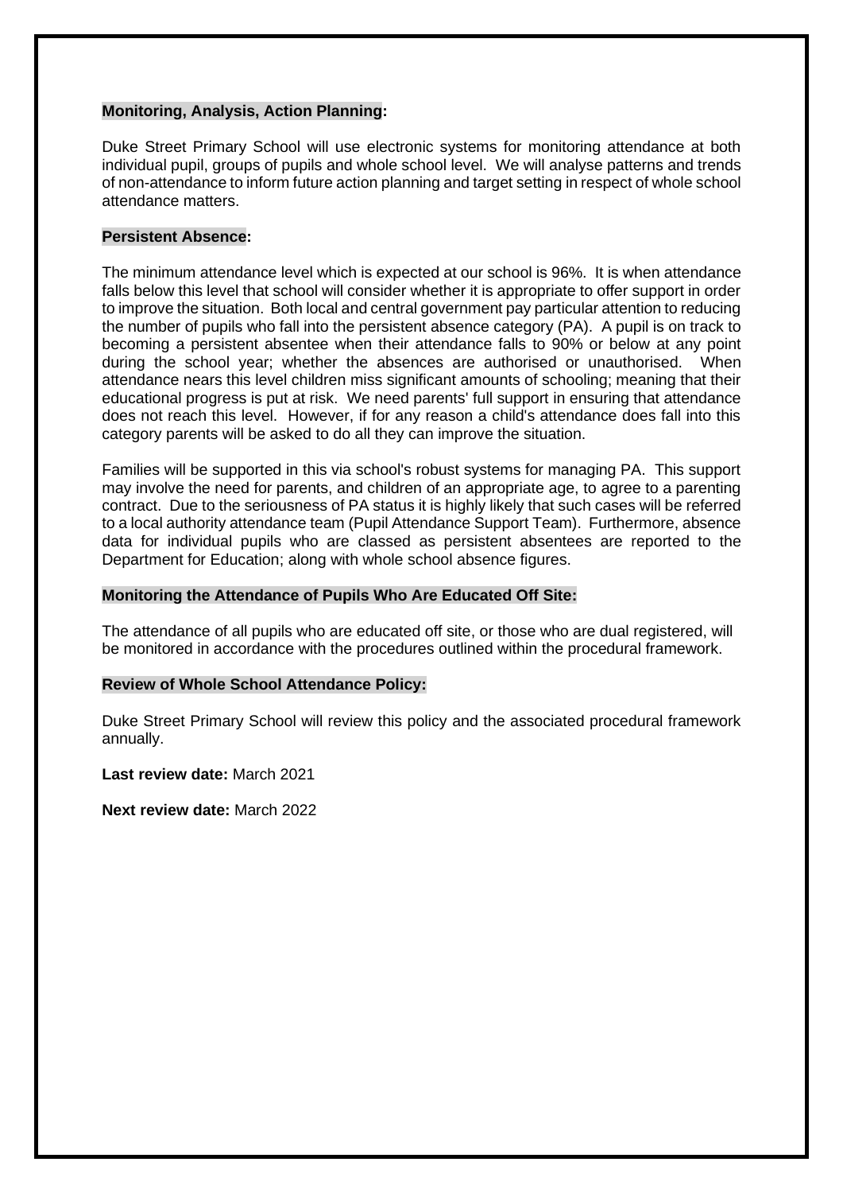**Monitoring, Analysis, Action Planning:**

Duke Street Primary School will use electronic systems for monitoring attendance at both individual pupil, groups of pupils and whole school level. We will analyse patterns and trends of non-attendance to inform future action planning and target setting in respect of whole school attendance matters.

**Persistent Absence:**

The minimum attendance level which is expected at our school is 96%. It is when attendance falls below this level that school will consider whether it is appropriate to offer support in order to improve the situation. Both local and central government pay particular attention to reducing the number of pupils who fall into the persistent absence category (PA). A pupil is on track to becoming a persistent absentee when their attendance falls to 90% or below at any point during the school year; whether the absences are authorised or unauthorised. When attendance nears this level children miss significant amounts of schooling; meaning that their educational progress is put at risk. We need parents' full support in ensuring that attendance does not reach this level. However, if for any reason a child's attendance does fall into this category parents will be asked to do all they can improve the situation.

Families will be supported in this via school's robust systems for managing PA. This support may involve the need for parents, and children of an appropriate age, to agree to a parenting contract. Due to the seriousness of PA status it is highly likely that such cases will be referred to a local authority attendance team (Pupil Attendance Support Team). Furthermore, absence data for individual pupils who are classed as persistent absentees are reported to the Department for Education; along with whole school absence figures.

**Monitoring the Attendance of Pupils Who Are Educated Off Site:**

The attendance of all pupils who are educated off site, or those who are dual registered, will be monitored in accordance with the procedures outlined within the procedural framework.

**Review of Whole School Attendance Policy:**

Duke Street Primary School will review this policy and the associated procedural framework annually.

**Last review date:** March 2021

**Next review date:** March 2022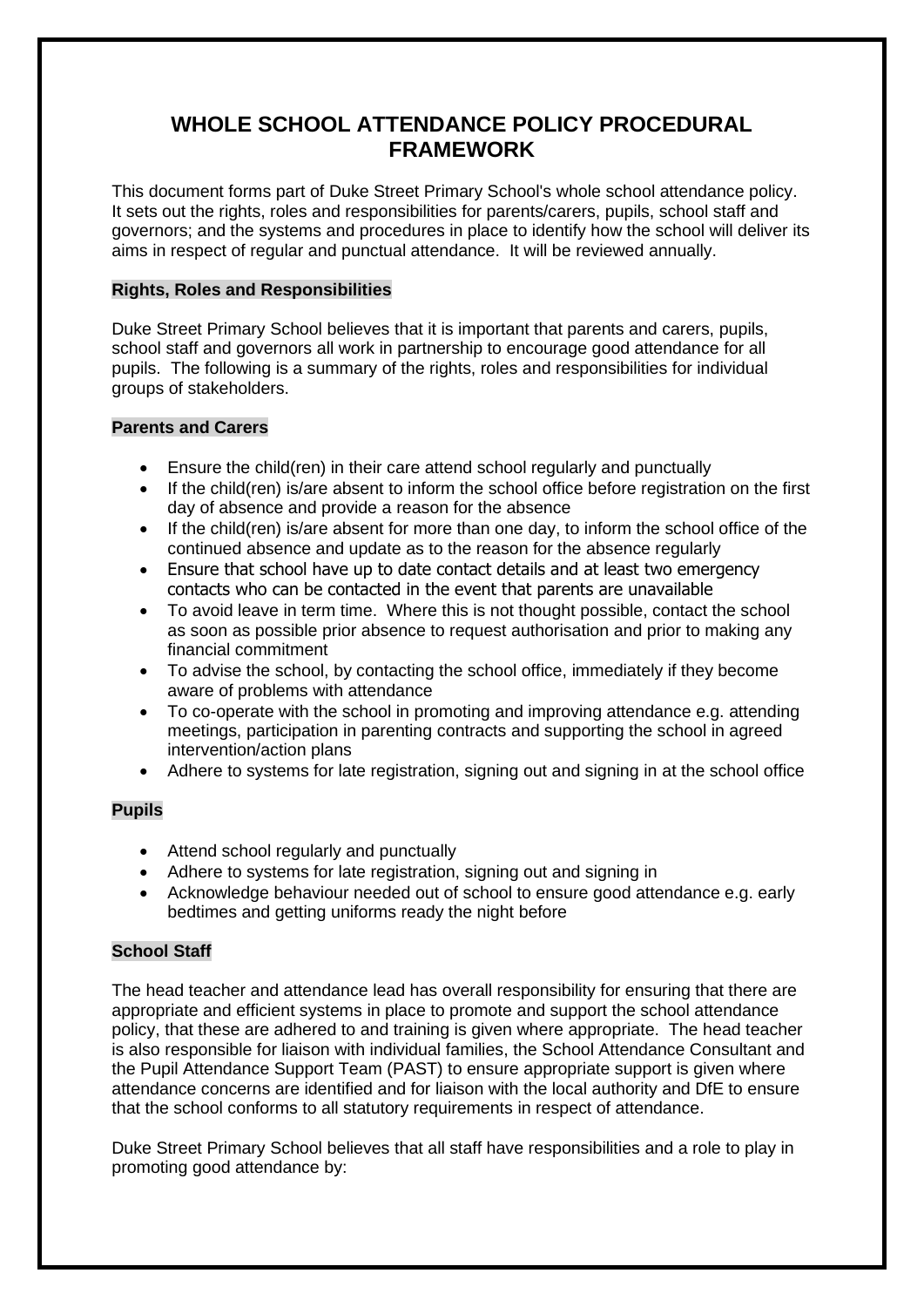# WHOLE SCHOOL ATTENDANCE POLICY PROCEDURAL FRAMEWORK

This document forms part of Duke Street Primary School's whole school attendance policy. It sets out the rights, roles and responsibilities for parents/carers, pupils, school staff and governors; and the systems and procedures in place to identify how the school will deliver its aims in respect of regular and punctual attendance. It will be reviewed annually.

## Rights, Roles and Responsibilities

Duke Street Primary School believes that it is important that parents and carers, pupils, school staff and governors all work in partnership to encourage good attendance for all pupils. The following is a summary of the rights, roles and responsibilities for individual groups of stakeholders.

### Parents and Carers

- Ensure the child(ren) in their care attend school regularly and punctually
- If the child(ren) is/are absent to inform the school office before registration on the first day of absence and provide a reason for the absence
- If the child(ren) is/are absent for more than one day, to inform the school office of the continued absence and update as to the reason for the absence regularly
- Ensure that school have up to date contact details and at least two emergency contacts who can be contacted in the event that parents are unavailable
- To avoid leave in term time. Where this is not thought possible, contact the school as soon as possible prior absence to request authorisation and prior to making any financial commitment
- To advise the school, by contacting the school office, immediately if they become aware of problems with attendance
- To co-operate with the school in promoting and improving attendance e.g. attending meetings, participation in parenting contracts and supporting the school in agreed intervention/action plans
- Adhere to systems for late registration, signing out and signing in at the school office

### Pupils

- Attend school regularly and punctually
- Adhere to systems for late registration, signing out and signing in
- Acknowledge behaviour needed out of school to ensure good attendance e.g. early bedtimes and getting uniforms ready the night before

### School Staff

The head teacher and attendance lead has overall responsibility for ensuring that there are appropriate and efficient systems in place to promote and support the school attendance policy, that these are adhered to and training is given where appropriate. The head teacher is also responsible for liaison with individual families, the School Attendance Consultant and the Pupil Attendance Support Team (PAST) to ensure appropriate support is given where attendance concerns are identified and for liaison with the local authority and DfE to ensure that the school conforms to all statutory requirements in respect of attendance.

Duke Street Primary School believes that all staff have responsibilities and a role to play in promoting good attendance by: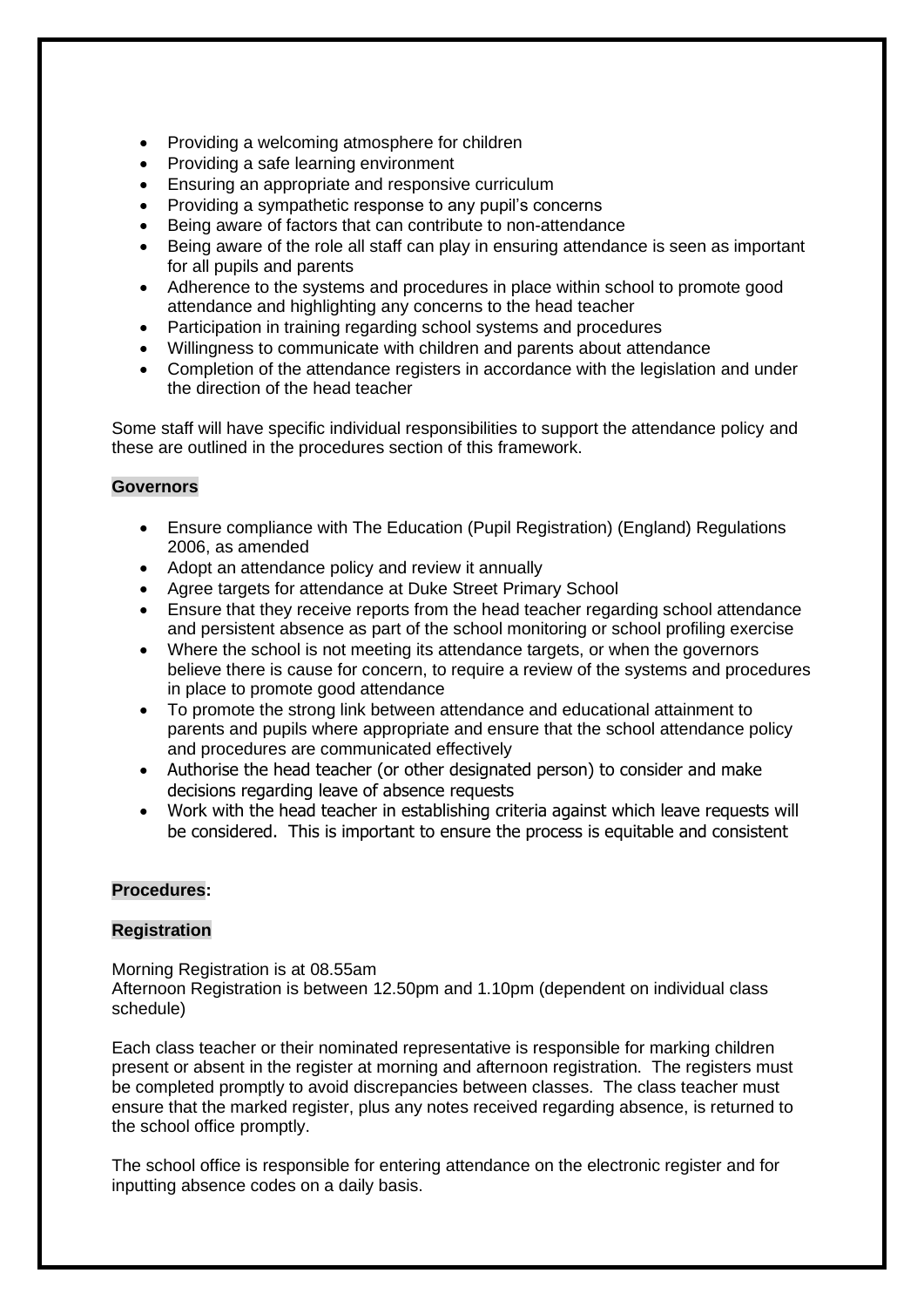- Providing a welcoming atmosphere for children
- Providing a safe learning environment
- Ensuring an appropriate and responsive curriculum
- Providing a sympathetic response to any pupil's concerns
- Being aware of factors that can contribute to non-attendance
- Being aware of the role all staff can play in ensuring attendance is seen as important for all pupils and parents
- Adherence to the systems and procedures in place within school to promote good attendance and highlighting any concerns to the head teacher
- Participation in training regarding school systems and procedures
- Willingness to communicate with children and parents about attendance
- Completion of the attendance registers in accordance with the legislation and under the direction of the head teacher

Some staff will have specific individual responsibilities to support the attendance policy and these are outlined in the procedures section of this framework.

**Governors**

- Ensure compliance with The Education (Pupil Registration) (England) Regulations 2006, as amended
- Adopt an attendance policy and review it annually
- Agree targets for attendance at Duke Street Primary School
- Ensure that they receive reports from the head teacher regarding school attendance and persistent absence as part of the school monitoring or school profiling exercise
- Where the school is not meeting its attendance targets, or when the governors believe there is cause for concern, to require a review of the systems and procedures in place to promote good attendance
- To promote the strong link between attendance and educational attainment to parents and pupils where appropriate and ensure that the school attendance policy and procedures are communicated effectively
- Authorise the head teacher (or other designated person) to consider and make decisions regarding leave of absence requests
- Work with the head teacher in establishing criteria against which leave requests will be considered. This is important to ensure the process is equitable and consistent

**Procedures:**

**Registration**

Morning Registration is at 08.55am
Afternoon Registration is between 12.50pm and 1.10pm (dependent on individual class schedule)

Each class teacher or their nominated representative is responsible for marking children present or absent in the register at morning and afternoon registration. The registers must be completed promptly to avoid discrepancies between classes. The class teacher must ensure that the marked register, plus any notes received regarding absence, is returned to the school office promptly.

The school office is responsible for entering attendance on the electronic register and for inputting absence codes on a daily basis.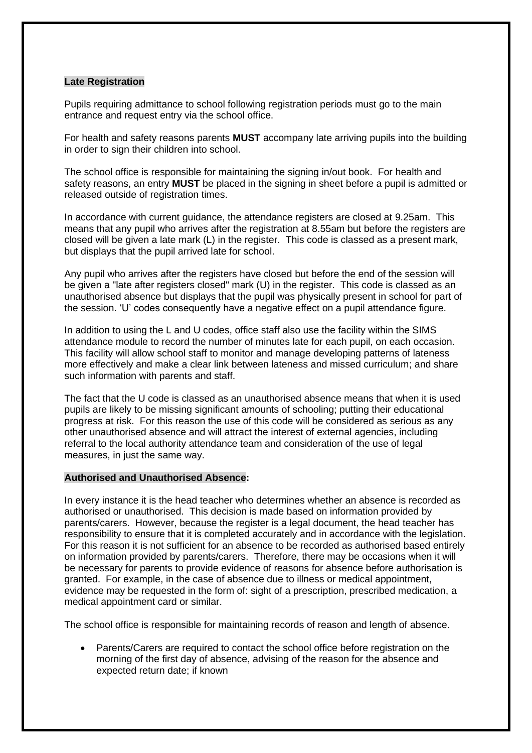**Late Registration**

Pupils requiring admittance to school following registration periods must go to the main entrance and request entry via the school office.

For health and safety reasons parents **MUST** accompany late arriving pupils into the building in order to sign their children into school.

The school office is responsible for maintaining the signing in/out book. For health and safety reasons, an entry **MUST** be placed in the signing in sheet before a pupil is admitted or released outside of registration times.

In accordance with current guidance, the attendance registers are closed at 9.25am. This means that any pupil who arrives after the registration at 8.55am but before the registers are closed will be given a late mark (L) in the register. This code is classed as a present mark, but displays that the pupil arrived late for school.

Any pupil who arrives after the registers have closed but before the end of the session will be given a "late after registers closed" mark (U) in the register. This code is classed as an unauthorised absence but displays that the pupil was physically present in school for part of the session. 'U' codes consequently have a negative effect on a pupil attendance figure.

In addition to using the L and U codes, office staff also use the facility within the SIMS attendance module to record the number of minutes late for each pupil, on each occasion. This facility will allow school staff to monitor and manage developing patterns of lateness more effectively and make a clear link between lateness and missed curriculum; and share such information with parents and staff.

The fact that the U code is classed as an unauthorised absence means that when it is used pupils are likely to be missing significant amounts of schooling; putting their educational progress at risk. For this reason the use of this code will be considered as serious as any other unauthorised absence and will attract the interest of external agencies, including referral to the local authority attendance team and consideration of the use of legal measures, in just the same way.

**Authorised and Unauthorised Absence:**

In every instance it is the head teacher who determines whether an absence is recorded as authorised or unauthorised. This decision is made based on information provided by parents/carers. However, because the register is a legal document, the head teacher has responsibility to ensure that it is completed accurately and in accordance with the legislation. For this reason it is not sufficient for an absence to be recorded as authorised based entirely on information provided by parents/carers. Therefore, there may be occasions when it will be necessary for parents to provide evidence of reasons for absence before authorisation is granted. For example, in the case of absence due to illness or medical appointment, evidence may be requested in the form of: sight of a prescription, prescribed medication, a medical appointment card or similar.

The school office is responsible for maintaining records of reason and length of absence.

- Parents/Carers are required to contact the school office before registration on the morning of the first day of absence, advising of the reason for the absence and expected return date; if known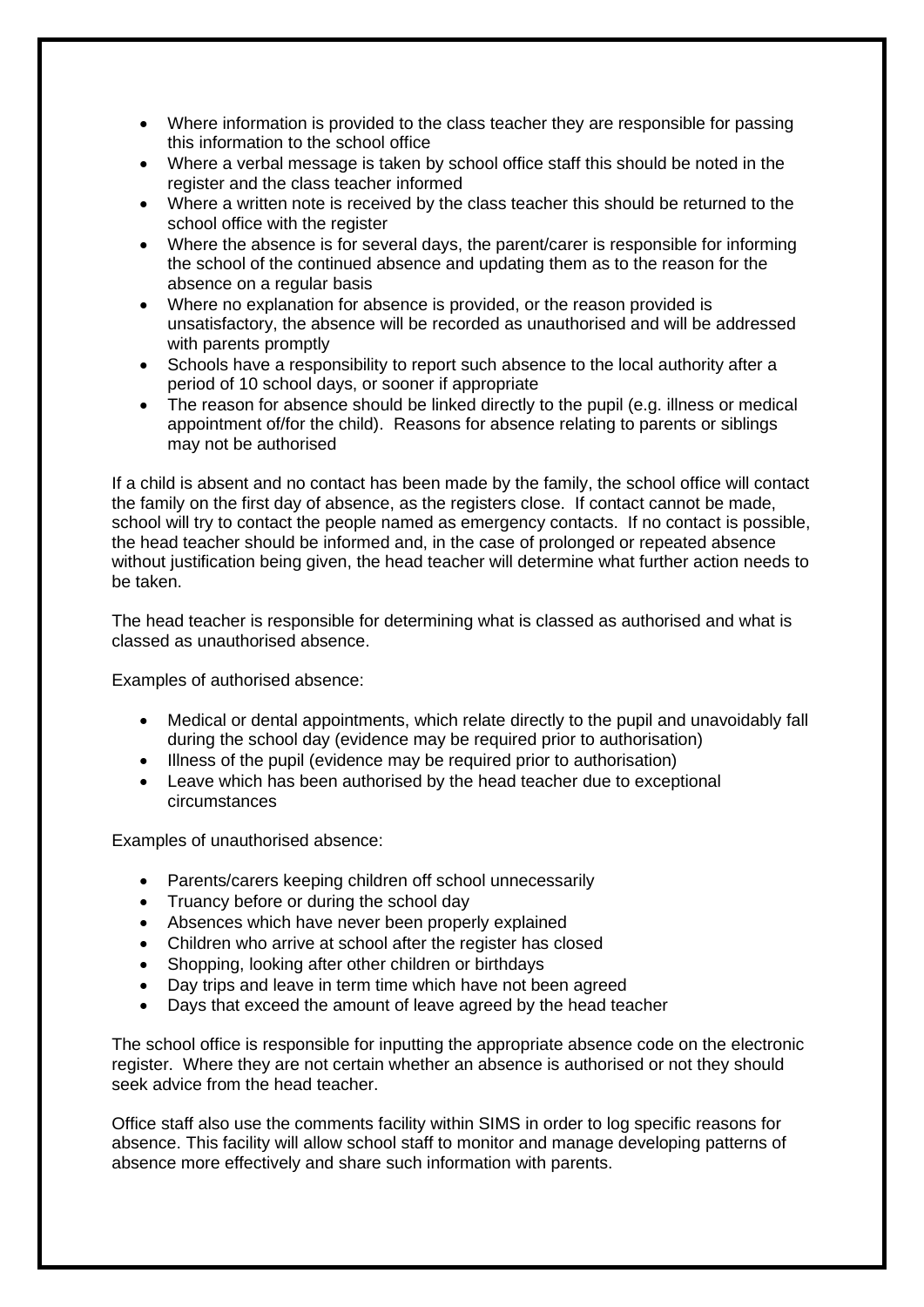- Where information is provided to the class teacher they are responsible for passing this information to the school office
- Where a verbal message is taken by school office staff this should be noted in the register and the class teacher informed
- Where a written note is received by the class teacher this should be returned to the school office with the register
- Where the absence is for several days, the parent/carer is responsible for informing the school of the continued absence and updating them as to the reason for the absence on a regular basis
- Where no explanation for absence is provided, or the reason provided is unsatisfactory, the absence will be recorded as unauthorised and will be addressed with parents promptly
- Schools have a responsibility to report such absence to the local authority after a period of 10 school days, or sooner if appropriate
- The reason for absence should be linked directly to the pupil (e.g. illness or medical appointment of/for the child). Reasons for absence relating to parents or siblings may not be authorised

If a child is absent and no contact has been made by the family, the school office will contact the family on the first day of absence, as the registers close. If contact cannot be made, school will try to contact the people named as emergency contacts. If no contact is possible, the head teacher should be informed and, in the case of prolonged or repeated absence without justification being given, the head teacher will determine what further action needs to be taken.

The head teacher is responsible for determining what is classed as authorised and what is classed as unauthorised absence.

Examples of authorised absence:

- Medical or dental appointments, which relate directly to the pupil and unavoidably fall during the school day (evidence may be required prior to authorisation)
- Illness of the pupil (evidence may be required prior to authorisation)
- Leave which has been authorised by the head teacher due to exceptional circumstances

Examples of unauthorised absence:

- Parents/carers keeping children off school unnecessarily
- Truancy before or during the school day
- Absences which have never been properly explained
- Children who arrive at school after the register has closed
- Shopping, looking after other children or birthdays
- Day trips and leave in term time which have not been agreed
- Days that exceed the amount of leave agreed by the head teacher

The school office is responsible for inputting the appropriate absence code on the electronic register. Where they are not certain whether an absence is authorised or not they should seek advice from the head teacher.

Office staff also use the comments facility within SIMS in order to log specific reasons for absence. This facility will allow school staff to monitor and manage developing patterns of absence more effectively and share such information with parents.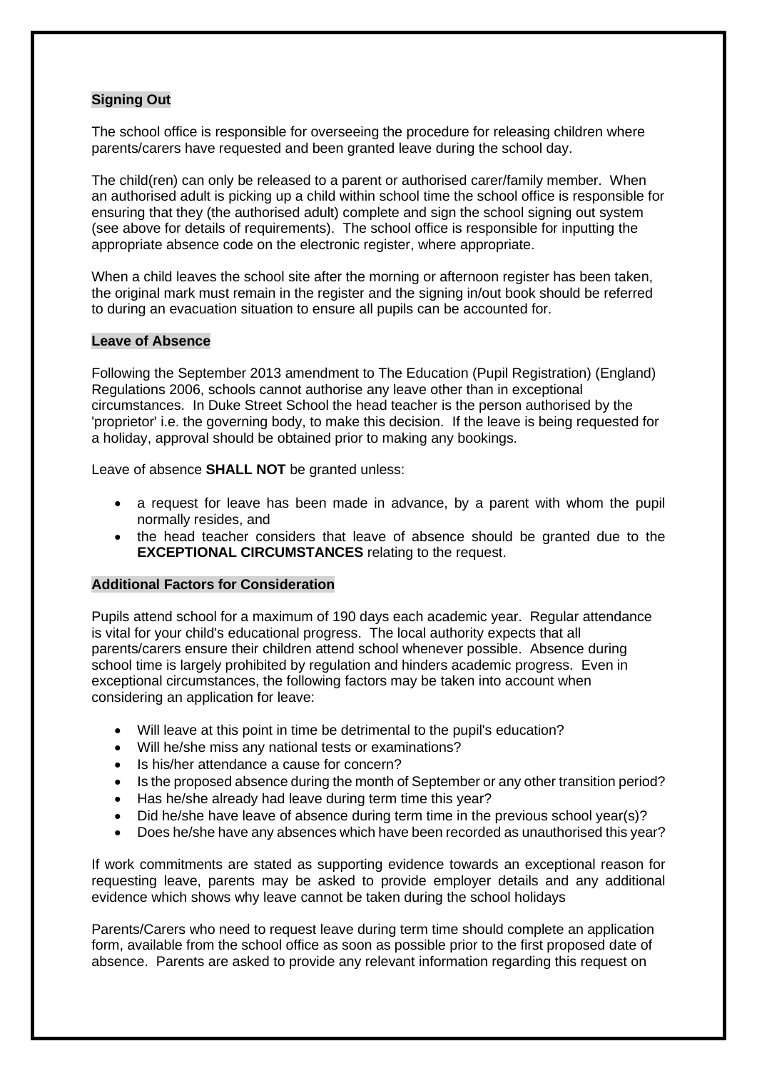**Signing Out**

The school office is responsible for overseeing the procedure for releasing children where parents/carers have requested and been granted leave during the school day.

The child(ren) can only be released to a parent or authorised carer/family member. When an authorised adult is picking up a child within school time the school office is responsible for ensuring that they (the authorised adult) complete and sign the school signing out system (see above for details of requirements). The school office is responsible for inputting the appropriate absence code on the electronic register, where appropriate.

When a child leaves the school site after the morning or afternoon register has been taken, the original mark must remain in the register and the signing in/out book should be referred to during an evacuation situation to ensure all pupils can be accounted for.

**Leave of Absence**

Following the September 2013 amendment to The Education (Pupil Registration) (England) Regulations 2006, schools cannot authorise any leave other than in exceptional circumstances. In Duke Street School the head teacher is the person authorised by the 'proprietor' i.e. the governing body, to make this decision. If the leave is being requested for a holiday, approval should be obtained prior to making any bookings.

Leave of absence **SHALL NOT** be granted unless:

- a request for leave has been made in advance, by a parent with whom the pupil normally resides, and
- the head teacher considers that leave of absence should be granted due to the **EXCEPTIONAL CIRCUMSTANCES** relating to the request.

**Additional Factors for Consideration**

Pupils attend school for a maximum of 190 days each academic year. Regular attendance is vital for your child's educational progress. The local authority expects that all parents/carers ensure their children attend school whenever possible. Absence during school time is largely prohibited by regulation and hinders academic progress. Even in exceptional circumstances, the following factors may be taken into account when considering an application for leave:

- Will leave at this point in time be detrimental to the pupil's education?
- Will he/she miss any national tests or examinations?
- Is his/her attendance a cause for concern?
- Is the proposed absence during the month of September or any other transition period?
- Has he/she already had leave during term time this year?
- Did he/she have leave of absence during term time in the previous school year(s)?
- Does he/she have any absences which have been recorded as unauthorised this year?

If work commitments are stated as supporting evidence towards an exceptional reason for requesting leave, parents may be asked to provide employer details and any additional evidence which shows why leave cannot be taken during the school holidays

Parents/Carers who need to request leave during term time should complete an application form, available from the school office as soon as possible prior to the first proposed date of absence. Parents are asked to provide any relevant information regarding this request on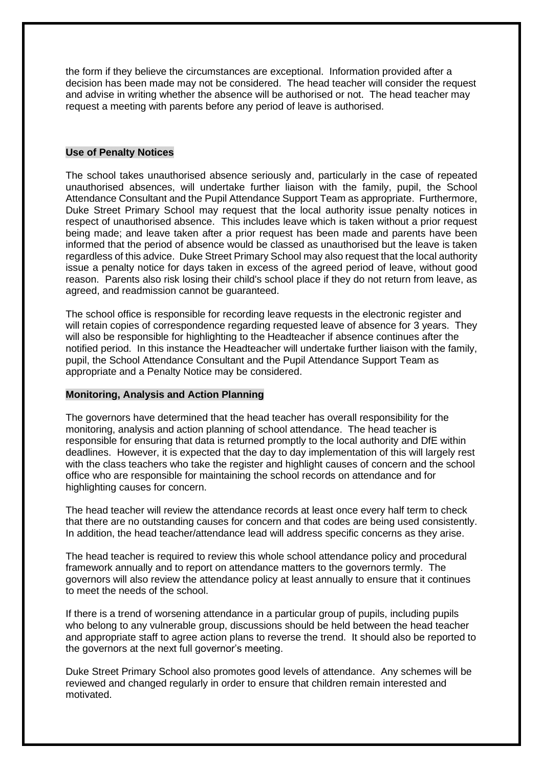the form if they believe the circumstances are exceptional. Information provided after a decision has been made may not be considered. The head teacher will consider the request and advise in writing whether the absence will be authorised or not. The head teacher may request a meeting with parents before any period of leave is authorised.

**Use of Penalty Notices**

The school takes unauthorised absence seriously and, particularly in the case of repeated unauthorised absences, will undertake further liaison with the family, pupil, the School Attendance Consultant and the Pupil Attendance Support Team as appropriate. Furthermore, Duke Street Primary School may request that the local authority issue penalty notices in respect of unauthorised absence. This includes leave which is taken without a prior request being made; and leave taken after a prior request has been made and parents have been informed that the period of absence would be classed as unauthorised but the leave is taken regardless of this advice. Duke Street Primary School may also request that the local authority issue a penalty notice for days taken in excess of the agreed period of leave, without good reason. Parents also risk losing their child's school place if they do not return from leave, as agreed, and readmission cannot be guaranteed.

The school office is responsible for recording leave requests in the electronic register and will retain copies of correspondence regarding requested leave of absence for 3 years. They will also be responsible for highlighting to the Headteacher if absence continues after the notified period. In this instance the Headteacher will undertake further liaison with the family, pupil, the School Attendance Consultant and the Pupil Attendance Support Team as appropriate and a Penalty Notice may be considered.

**Monitoring, Analysis and Action Planning**

The governors have determined that the head teacher has overall responsibility for the monitoring, analysis and action planning of school attendance. The head teacher is responsible for ensuring that data is returned promptly to the local authority and DfE within deadlines. However, it is expected that the day to day implementation of this will largely rest with the class teachers who take the register and highlight causes of concern and the school office who are responsible for maintaining the school records on attendance and for highlighting causes for concern.

The head teacher will review the attendance records at least once every half term to check that there are no outstanding causes for concern and that codes are being used consistently. In addition, the head teacher/attendance lead will address specific concerns as they arise.

The head teacher is required to review this whole school attendance policy and procedural framework annually and to report on attendance matters to the governors termly. The governors will also review the attendance policy at least annually to ensure that it continues to meet the needs of the school.

If there is a trend of worsening attendance in a particular group of pupils, including pupils who belong to any vulnerable group, discussions should be held between the head teacher and appropriate staff to agree action plans to reverse the trend. It should also be reported to the governors at the next full governor's meeting.

Duke Street Primary School also promotes good levels of attendance. Any schemes will be reviewed and changed regularly in order to ensure that children remain interested and motivated.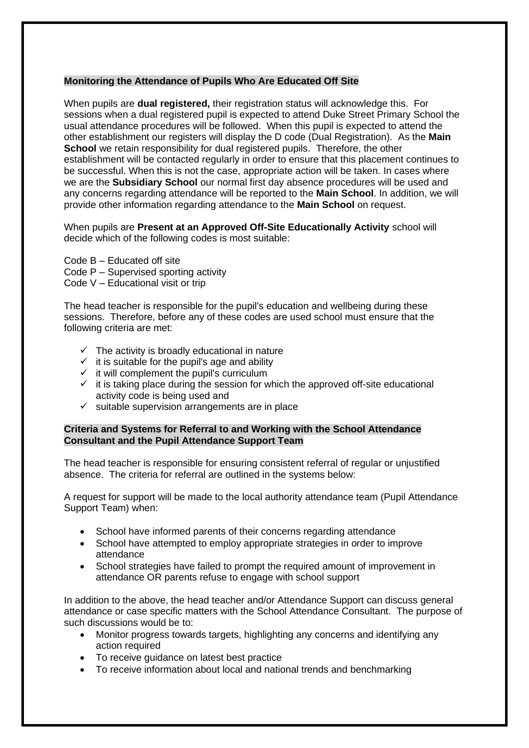## Monitoring the Attendance of Pupils Who Are Educated Off Site

When pupils are **dual registered,** their registration status will acknowledge this. For sessions when a dual registered pupil is expected to attend Duke Street Primary School the usual attendance procedures will be followed. When this pupil is expected to attend the other establishment our registers will display the D code (Dual Registration). As the **Main School** we retain responsibility for dual registered pupils. Therefore, the other establishment will be contacted regularly in order to ensure that this placement continues to be successful. When this is not the case, appropriate action will be taken. In cases where we are the **Subsidiary School** our normal first day absence procedures will be used and any concerns regarding attendance will be reported to the **Main School**. In addition, we will provide other information regarding attendance to the **Main School** on request.

When pupils are **Present at an Approved Off-Site Educationally Activity** school will decide which of the following codes is most suitable:

Code B – Educated off site
Code P – Supervised sporting activity
Code V – Educational visit or trip

The head teacher is responsible for the pupil's education and wellbeing during these sessions. Therefore, before any of these codes are used school must ensure that the following criteria are met:

- ✓ The activity is broadly educational in nature
- ✓ it is suitable for the pupil's age and ability
- ✓ it will complement the pupil's curriculum
- ✓ it is taking place during the session for which the approved off-site educational activity code is being used and
- ✓ suitable supervision arrangements are in place

## Criteria and Systems for Referral to and Working with the School Attendance Consultant and the Pupil Attendance Support Team

The head teacher is responsible for ensuring consistent referral of regular or unjustified absence. The criteria for referral are outlined in the systems below:

A request for support will be made to the local authority attendance team (Pupil Attendance Support Team) when:

- School have informed parents of their concerns regarding attendance
- School have attempted to employ appropriate strategies in order to improve attendance
- School strategies have failed to prompt the required amount of improvement in attendance OR parents refuse to engage with school support

In addition to the above, the head teacher and/or Attendance Support can discuss general attendance or case specific matters with the School Attendance Consultant. The purpose of such discussions would be to:

- Monitor progress towards targets, highlighting any concerns and identifying any action required
- To receive guidance on latest best practice
- To receive information about local and national trends and benchmarking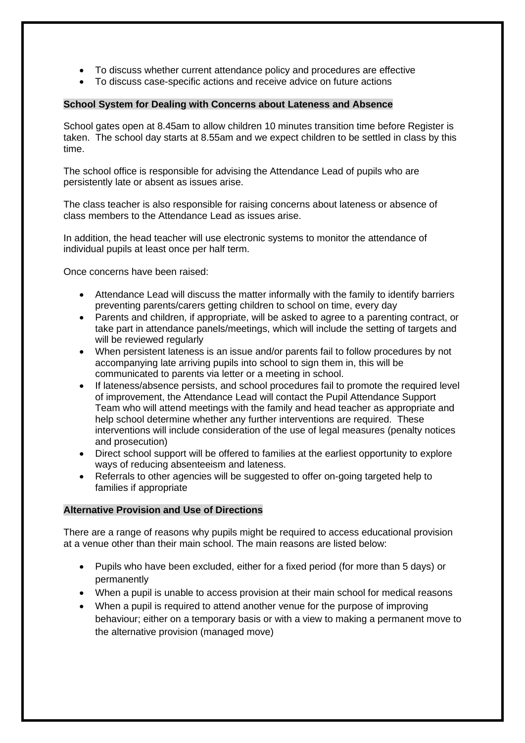- To discuss whether current attendance policy and procedures are effective
- To discuss case-specific actions and receive advice on future actions

## School System for Dealing with Concerns about Lateness and Absence

School gates open at 8.45am to allow children 10 minutes transition time before Register is taken. The school day starts at 8.55am and we expect children to be settled in class by this time.

The school office is responsible for advising the Attendance Lead of pupils who are persistently late or absent as issues arise.

The class teacher is also responsible for raising concerns about lateness or absence of class members to the Attendance Lead as issues arise.

In addition, the head teacher will use electronic systems to monitor the attendance of individual pupils at least once per half term.

Once concerns have been raised:

- Attendance Lead will discuss the matter informally with the family to identify barriers preventing parents/carers getting children to school on time, every day
- Parents and children, if appropriate, will be asked to agree to a parenting contract, or take part in attendance panels/meetings, which will include the setting of targets and will be reviewed regularly
- When persistent lateness is an issue and/or parents fail to follow procedures by not accompanying late arriving pupils into school to sign them in, this will be communicated to parents via letter or a meeting in school.
- If lateness/absence persists, and school procedures fail to promote the required level of improvement, the Attendance Lead will contact the Pupil Attendance Support Team who will attend meetings with the family and head teacher as appropriate and help school determine whether any further interventions are required. These interventions will include consideration of the use of legal measures (penalty notices and prosecution)
- Direct school support will be offered to families at the earliest opportunity to explore ways of reducing absenteeism and lateness.
- Referrals to other agencies will be suggested to offer on-going targeted help to families if appropriate

## Alternative Provision and Use of Directions

There are a range of reasons why pupils might be required to access educational provision at a venue other than their main school. The main reasons are listed below:

- Pupils who have been excluded, either for a fixed period (for more than 5 days) or permanently
- When a pupil is unable to access provision at their main school for medical reasons
- When a pupil is required to attend another venue for the purpose of improving behaviour; either on a temporary basis or with a view to making a permanent move to the alternative provision (managed move)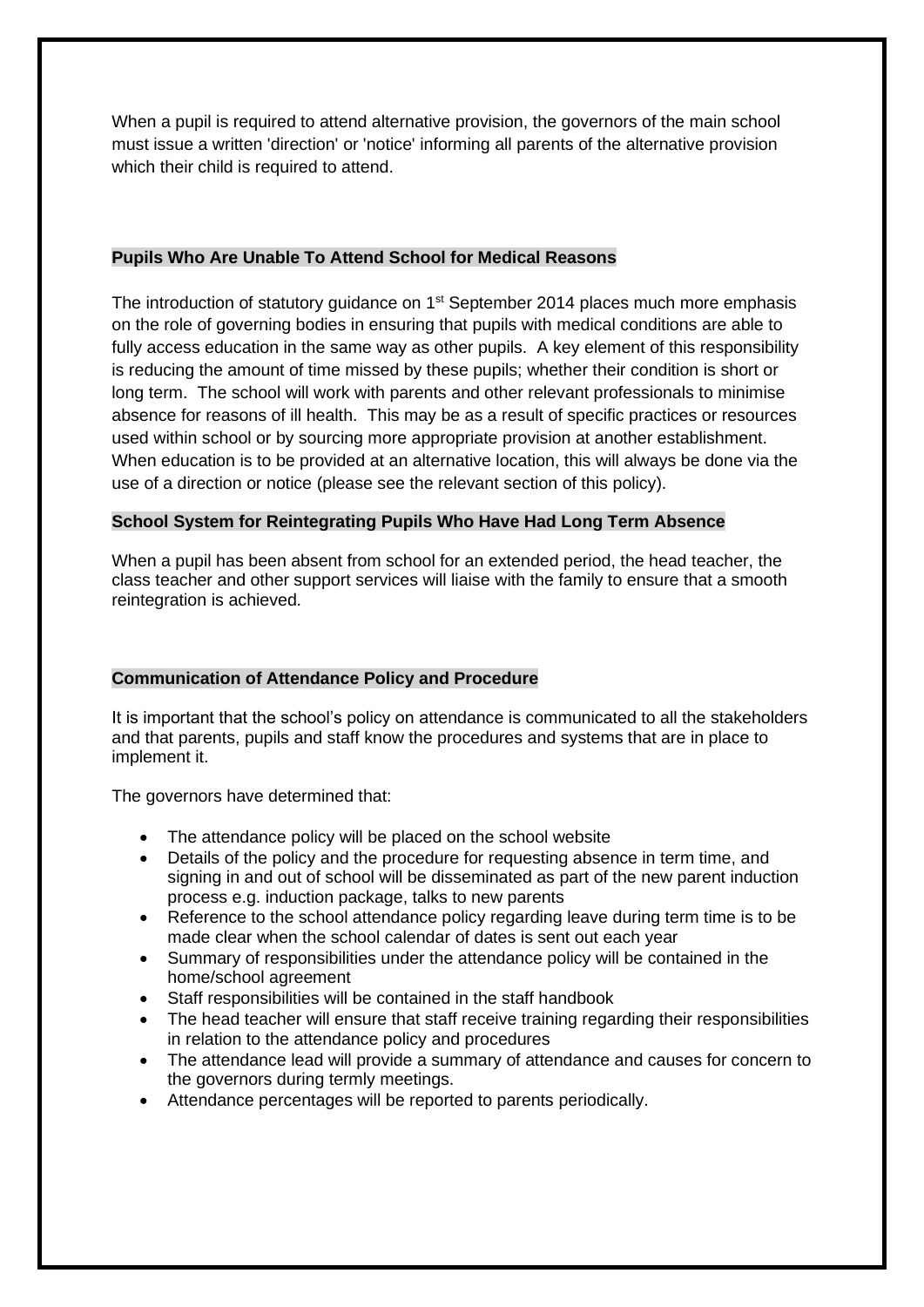When a pupil is required to attend alternative provision, the governors of the main school must issue a written 'direction' or 'notice' informing all parents of the alternative provision which their child is required to attend.

### Pupils Who Are Unable To Attend School for Medical Reasons

The introduction of statutory guidance on 1st September 2014 places much more emphasis on the role of governing bodies in ensuring that pupils with medical conditions are able to fully access education in the same way as other pupils. A key element of this responsibility is reducing the amount of time missed by these pupils; whether their condition is short or long term. The school will work with parents and other relevant professionals to minimise absence for reasons of ill health. This may be as a result of specific practices or resources used within school or by sourcing more appropriate provision at another establishment. When education is to be provided at an alternative location, this will always be done via the use of a direction or notice (please see the relevant section of this policy).

### School System for Reintegrating Pupils Who Have Had Long Term Absence

When a pupil has been absent from school for an extended period, the head teacher, the class teacher and other support services will liaise with the family to ensure that a smooth reintegration is achieved.

### Communication of Attendance Policy and Procedure

It is important that the school's policy on attendance is communicated to all the stakeholders and that parents, pupils and staff know the procedures and systems that are in place to implement it.

The governors have determined that:

- The attendance policy will be placed on the school website
- Details of the policy and the procedure for requesting absence in term time, and signing in and out of school will be disseminated as part of the new parent induction process e.g. induction package, talks to new parents
- Reference to the school attendance policy regarding leave during term time is to be made clear when the school calendar of dates is sent out each year
- Summary of responsibilities under the attendance policy will be contained in the home/school agreement
- Staff responsibilities will be contained in the staff handbook
- The head teacher will ensure that staff receive training regarding their responsibilities in relation to the attendance policy and procedures
- The attendance lead will provide a summary of attendance and causes for concern to the governors during termly meetings.
- Attendance percentages will be reported to parents periodically.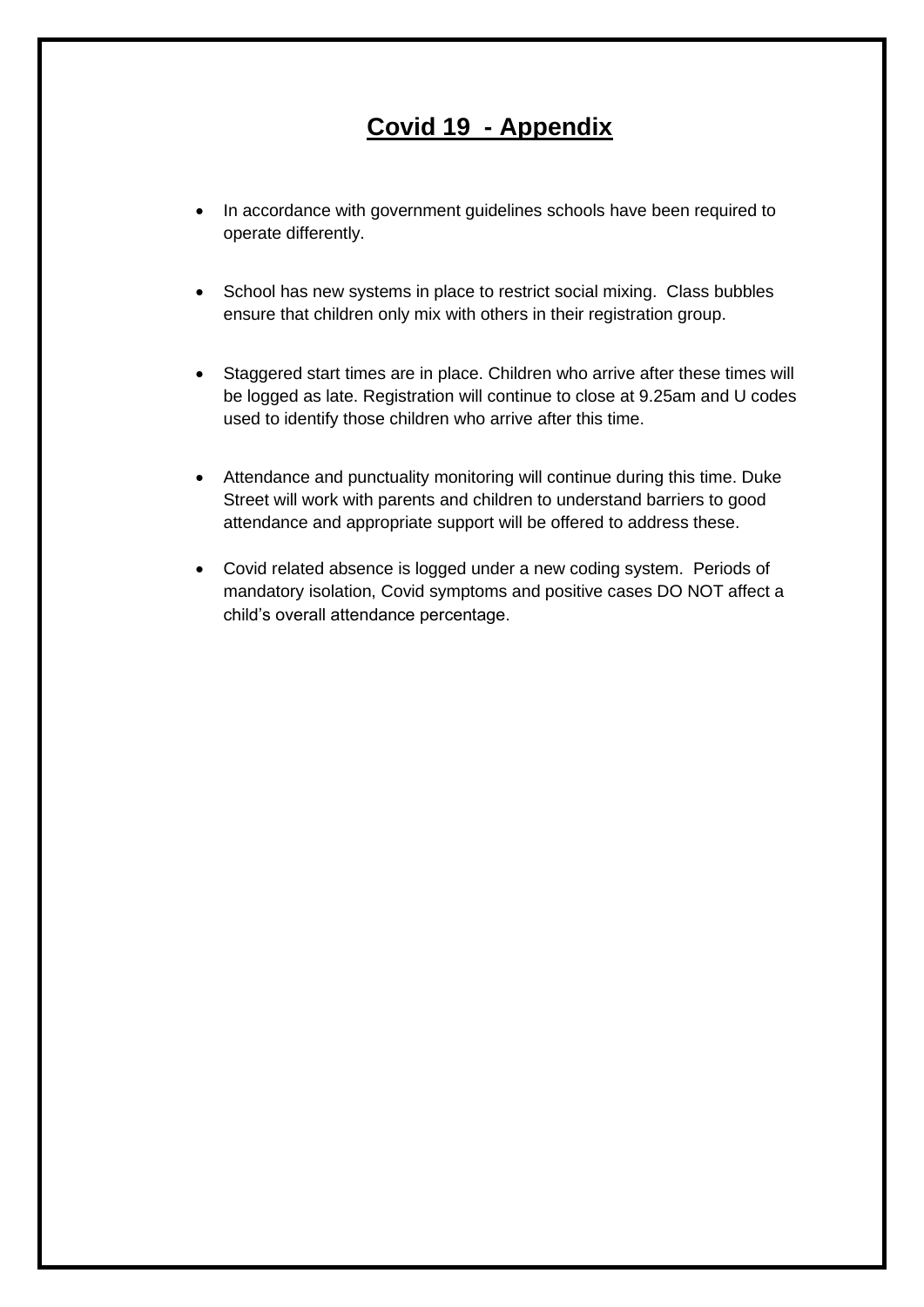# Covid 19 - Appendix

- In accordance with government guidelines schools have been required to operate differently.
- School has new systems in place to restrict social mixing. Class bubbles ensure that children only mix with others in their registration group.
- Staggered start times are in place. Children who arrive after these times will be logged as late. Registration will continue to close at 9.25am and U codes used to identify those children who arrive after this time.
- Attendance and punctuality monitoring will continue during this time. Duke Street will work with parents and children to understand barriers to good attendance and appropriate support will be offered to address these.
- Covid related absence is logged under a new coding system. Periods of mandatory isolation, Covid symptoms and positive cases DO NOT affect a child's overall attendance percentage.